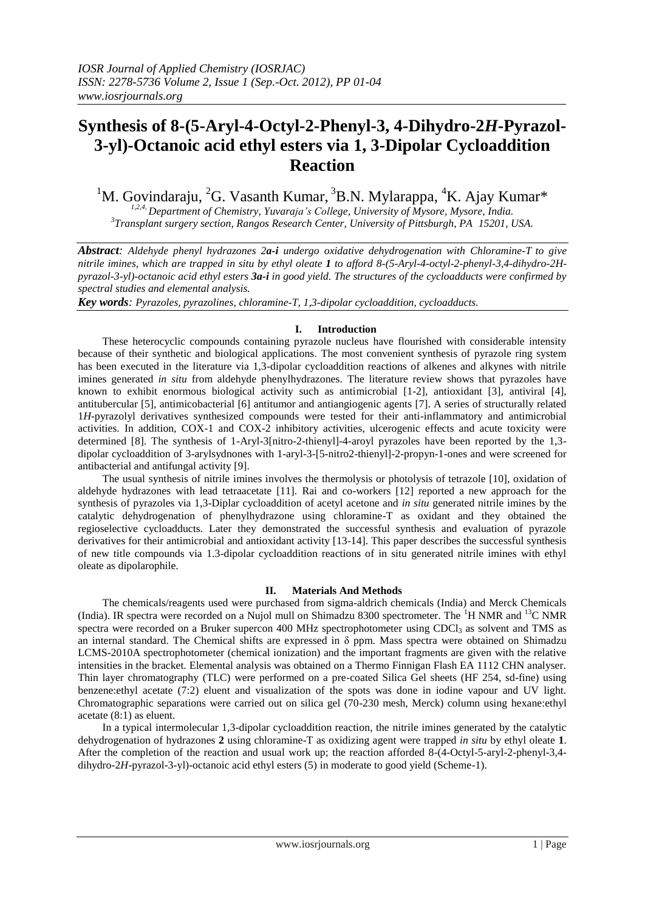# Synthesis of 8-(5-Aryl-4-Octyl-2-Phenyl-3, 4-Dihydro-2*H*-Pyrazol-3-yl)-Octanoic acid ethyl esters via 1, 3-Dipolar Cycloaddition Reaction

[1]M. Govindaraju, [2]G. Vasanth Kumar, [3]B.N. Mylarappa, [4]K. Ajay Kumar*

*[1,2,4,] Department of Chemistry, Yuvaraja's College, University of Mysore, Mysore, India.*
*[3]Transplant surgery section, Rangos Research Center, University of Pittsburgh, PA 15201, USA.*

***Abstract**: Aldehyde phenyl hydrazones 2**a-i** undergo oxidative dehydrogenation with Chloramine-T to give nitrile imines, which are trapped in situ by ethyl oleate **1** to afford 8-(5-Aryl-4-octyl-2-phenyl-3,4-dihydro-2H-pyrazol-3-yl)-octanoic acid ethyl esters **3a-i** in good yield. The structures of the cycloadducts were confirmed by spectral studies and elemental analysis.*

***Key words**: Pyrazoles, pyrazolines, chloramine-T, 1,3-dipolar cycloaddition, cycloadducts.*

## I. Introduction

These heterocyclic compounds containing pyrazole nucleus have flourished with considerable intensity because of their synthetic and biological applications. The most convenient synthesis of pyrazole ring system has been executed in the literature via 1,3-dipolar cycloaddition reactions of alkenes and alkynes with nitrile imines generated *in situ* from aldehyde phenylhydrazones. The literature review shows that pyrazoles have known to exhibit enormous biological activity such as antimicrobial [1-2], antioxidant [3], antiviral [4], antitubercular [5], antimicobacterial [6] antitumor and antiangiogenic agents [7]. A series of structurally related 1*H*-pyrazolyl derivatives synthesized compounds were tested for their anti-inflammatory and antimicrobial activities. In addition, COX-1 and COX-2 inhibitory activities, ulcerogenic effects and acute toxicity were determined [8]. The synthesis of 1-Aryl-3[nitro-2-thienyl]-4-aroyl pyrazoles have been reported by the 1,3-dipolar cycloaddition of 3-arylsydnones with 1-aryl-3-[5-nitro2-thienyl]-2-propyn-1-ones and were screened for antibacterial and antifungal activity [9].

The usual synthesis of nitrile imines involves the thermolysis or photolysis of tetrazole [10], oxidation of aldehyde hydrazones with lead tetraacetate [11]. Rai and co-workers [12] reported a new approach for the synthesis of pyrazoles via 1,3-Diplar cycloaddition of acetyl acetone and *in situ* generated nitrile imines by the catalytic dehydrogenation of phenylhydrazone using chloramine-T as oxidant and they obtained the regioselective cycloadducts. Later they demonstrated the successful synthesis and evaluation of pyrazole derivatives for their antimicrobial and antioxidant activity [13-14]. This paper describes the successful synthesis of new title compounds via 1.3-dipolar cycloaddition reactions of in situ generated nitrile imines with ethyl oleate as dipolarophile.

## II. Materials And Methods

The chemicals/reagents used were purchased from sigma-aldrich chemicals (India) and Merck Chemicals (India). IR spectra were recorded on a Nujol mull on Shimadzu 8300 spectrometer. The $^{1}H$ NMR and $^{13}C$ NMR spectra were recorded on a Bruker supercon 400 MHz spectrophotometer using $CDCl_3$ as solvent and TMS as an internal standard. The Chemical shifts are expressed in δ ppm. Mass spectra were obtained on Shimadzu LCMS-2010A spectrophotometer (chemical ionization) and the important fragments are given with the relative intensities in the bracket. Elemental analysis was obtained on a Thermo Finnigan Flash EA 1112 CHN analyser. Thin layer chromatography (TLC) were performed on a pre-coated Silica Gel sheets (HF 254, sd-fine) using benzene:ethyl acetate (7:2) eluent and visualization of the spots was done in iodine vapour and UV light. Chromatographic separations were carried out on silica gel (70-230 mesh, Merck) column using hexane:ethyl acetate (8:1) as eluent.

In a typical intermolecular 1,3-dipolar cycloaddition reaction, the nitrile imines generated by the catalytic dehydrogenation of hydrazones **2** using chloramine-T as oxidizing agent were trapped *in situ* by ethyl oleate **1**. After the completion of the reaction and usual work up; the reaction afforded 8-(4-Octyl-5-aryl-2-phenyl-3,4-dihydro-2*H*-pyrazol-3-yl)-octanoic acid ethyl esters (5) in moderate to good yield (Scheme-1).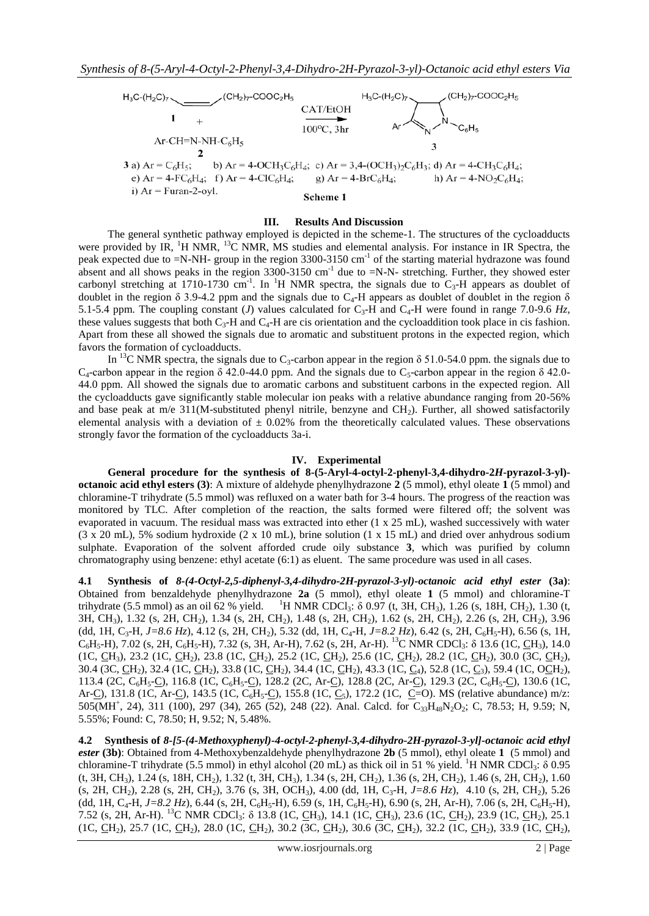$H_3C$-$(H_2C)_7$—CH=CH—$(CH_2)_7$-$COOC_2H_5$ **1** + Ar-CH=N-NH-$C_6H_5$ **2** $\xrightarrow[100^oC,\ 3hr]{CAT/EtOH}$ **3**

**3** a) Ar = $C_6H_5$; b) Ar = 4-$OCH_3C_6H_4$; c) Ar = 3,4-$(OCH_3)_2C_6H_3$; d) Ar = 4-$CH_3C_6H_4$; e) Ar = 4-$FC_6H_4$; f) Ar = 4-$ClC_6H_4$; g) Ar = 4-$BrC_6H_4$; h) Ar = 4-$NO_2C_6H_4$; i) Ar = Furan-2-oyl.

**Scheme 1**

## III. Results And Discussion

The general synthetic pathway employed is depicted in the scheme-1. The structures of the cycloadducts were provided by IR, $^1H$ NMR, $^{13}C$ NMR, MS studies and elemental analysis. For instance in IR Spectra, the peak expected due to =N-NH- group in the region 3300-3150 $cm^{-1}$ of the starting material hydrazone was found absent and all shows peaks in the region 3300-3150 $cm^{-1}$ due to =N-N- stretching. Further, they showed ester carbonyl stretching at 1710-1730 $cm^{-1}$. In $^1H$ NMR spectra, the signals due to $C_3$-H appears as doublet of doublet in the region δ 3.9-4.2 ppm and the signals due to $C_4$-H appears as doublet of doublet in the region δ 5.1-5.4 ppm. The coupling constant ($J$) values calculated for $C_3$-H and $C_4$-H were found in range 7.0-9.6 *Hz,* these values suggests that both $C_3$-H and $C_4$-H are cis orientation and the cycloaddition took place in cis fashion. Apart from these all showed the signals due to aromatic and substituent protons in the expected region, which favors the formation of cycloadducts.

In $^{13}C$ NMR spectra, the signals due to $C_3$-carbon appear in the region δ 51.0-54.0 ppm. the signals due to $C_4$-carbon appear in the region δ 42.0-44.0 ppm. And the signals due to $C_5$-carbon appear in the region δ 42.0-44.0 ppm. All showed the signals due to aromatic carbons and substituent carbons in the expected region. All the cycloadducts gave significantly stable molecular ion peaks with a relative abundance ranging from 20-56% and base peak at m/e 311(M-substituted phenyl nitrile, benzyne and $CH_2$). Further, all showed satisfactorily elemental analysis with a deviation of ± 0.02% from the theoretically calculated values. These observations strongly favor the formation of the cycloadducts 3a-i.

## IV. Experimental

**General procedure for the synthesis of 8-(5-Aryl-4-octyl-2-phenyl-3,4-dihydro-2*H*-pyrazol-3-yl)-octanoic acid ethyl esters (3)**: A mixture of aldehyde phenylhydrazone **2** (5 mmol), ethyl oleate **1** (5 mmol) and chloramine-T trihydrate (5.5 mmol) was refluxed on a water bath for 3-4 hours. The progress of the reaction was monitored by TLC. After completion of the reaction, the salts formed were filtered off; the solvent was evaporated in vacuum. The residual mass was extracted into ether (1 x 25 mL), washed successively with water (3 x 20 mL), 5% sodium hydroxide (2 x 10 mL), brine solution (1 x 15 mL) and dried over anhydrous sodium sulphate. Evaporation of the solvent afforded crude oily substance **3**, which was purified by column chromatography using benzene: ethyl acetate (6:1) as eluent. The same procedure was used in all cases.

**4.1 Synthesis of** ***8-(4-Octyl-2,5-diphenyl-3,4-dihydro-2H-pyrazol-3-yl)-octanoic acid ethyl ester*** **(3a)**: Obtained from benzaldehyde phenylhydrazone **2a** (5 mmol), ethyl oleate **1** (5 mmol) and chloramine-T trihydrate (5.5 mmol) as an oil 62 % yield. $^1H$ NMR $CDCl_3$: δ 0.97 (t, 3H, $CH_3$), 1.26 (s, 18H, $CH_2$), 1.30 (t, 3H, $CH_3$), 1.32 (s, 2H, $CH_2$), 1.34 (s, 2H, $CH_2$), 1.48 (s, 2H, $CH_2$), 1.62 (s, 2H, $CH_2$), 2.26 (s, 2H, $CH_2$), 3.96 (dd, 1H, $C_3$-H, *J=8.6 Hz*), 4.12 (s, 2H, $CH_2$), 5.32 (dd, 1H, $C_4$-H, *J=8.2 Hz*), 6.42 (s, 2H, $C_6H_5$-H), 6.56 (s, 1H, $C_6H_5$-H), 7.02 (s, 2H, $C_6H_5$-H), 7.32 (s, 3H, Ar-H), 7.62 (s, 2H, Ar-H). $^{13}C$ NMR $CDCl_3$: δ 13.6 (1C, $\underline{C}H_3$), 14.0 (1C, $\underline{C}H_3$), 23.2 (1C, $\underline{C}H_2$), 23.8 (1C, $\underline{C}H_2$), 25.2 (1C, $\underline{C}H_2$), 25.6 (1C, $\underline{C}H_2$), 28.2 (1C, $\underline{C}H_2$), 30.0 (3C, $\underline{C}H_2$), 30.4 (3C, $\underline{C}H_2$), 32.4 (1C, $\underline{C}H_2$), 33.8 (1C, $\underline{C}H_2$), 34.4 (1C, $\underline{C}H_2$), 43.3 (1C, $\underline{C}_4$), 52.8 (1C, $\underline{C}_3$), 59.4 (1C, O$\underline{C}H_2$), 113.4 (2C, $C_6H_5$-$\underline{C}$), 116.8 (1C, $C_6H_5$-$\underline{C}$), 128.2 (2C, Ar-$\underline{C}$), 128.8 (2C, Ar-$\underline{C}$), 129.3 (2C, $C_6H_5$-$\underline{C}$), 130.6 (1C, Ar-$\underline{C}$), 131.8 (1C, Ar-$\underline{C}$), 143.5 (1C, $C_6H_5$-$\underline{C}$), 155.8 (1C, $\underline{C}_5$), 172.2 (1C, $\underline{C}$=O). MS (relative abundance) m/z: 505($MH^+$, 24), 311 (100), 297 (34), 265 (52), 248 (22). Anal. Calcd. for $C_{33}H_{48}N_2O_2$; C, 78.53; H, 9.59; N, 5.55%; Found: C, 78.50; H, 9.52; N, 5.48%.

**4.2 Synthesis of** ***8-[5-(4-Methoxyphenyl)-4-octyl-2-phenyl-3,4-dihydro-2H-pyrazol-3-yl]-octanoic acid ethyl ester*** **(3b)**: Obtained from 4-Methoxybenzaldehyde phenylhydrazone **2b** (5 mmol), ethyl oleate **1** (5 mmol) and chloramine-T trihydrate (5.5 mmol) in ethyl alcohol (20 mL) as thick oil in 51 % yield. $^1H$ NMR $CDCl_3$: δ 0.95 (t, 3H, $CH_3$), 1.24 (s, 18H, $CH_2$), 1.32 (t, 3H, $CH_3$), 1.34 (s, 2H, $CH_2$), 1.36 (s, 2H, $CH_2$), 1.46 (s, 2H, $CH_2$), 1.60 (s, 2H, $CH_2$), 2.28 (s, 2H, $CH_2$), 3.76 (s, 3H, $OCH_3$), 4.00 (dd, 1H, $C_3$-H, *J=8.6 Hz*), 4.10 (s, 2H, $CH_2$), 5.26 (dd, 1H, $C_4$-H, *J=8.2 Hz*), 6.44 (s, 2H, $C_6H_5$-H), 6.59 (s, 1H, $C_6H_5$-H), 6.90 (s, 2H, Ar-H), 7.06 (s, 2H, $C_6H_5$-H), 7.52 (s, 2H, Ar-H). $^{13}C$ NMR $CDCl_3$: δ 13.8 (1C, $\underline{C}H_3$), 14.1 (1C, $\underline{C}H_3$), 23.6 (1C, $\underline{C}H_2$), 23.9 (1C, $\underline{C}H_2$), 25.1 (1C, $\underline{C}H_2$), 25.7 (1C, $\underline{C}H_2$), 28.0 (1C, $\underline{C}H_2$), 30.2 (3C, $\underline{C}H_2$), 30.6 (3C, $\underline{C}H_2$), 32.2 (1C, $\underline{C}H_2$), 33.9 (1C, $\underline{C}H_2$),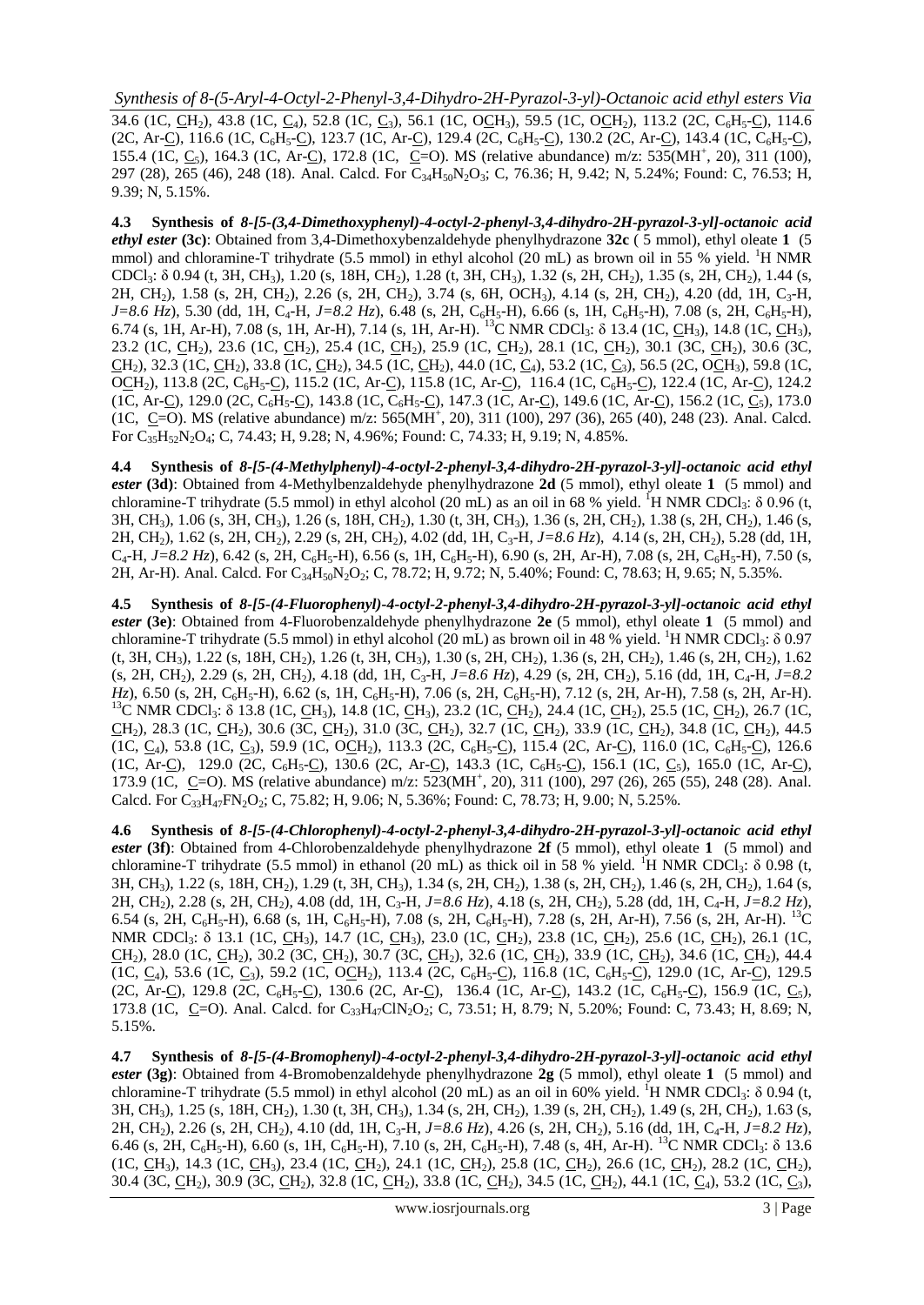34.6 (1C, CH$_2$), 43.8 (1C, C$_4$), 52.8 (1C, C$_3$), 56.1 (1C, OCH$_3$), 59.5 (1C, OCH$_2$), 113.2 (2C, C$_6$H$_5$-C), 114.6 (2C, Ar-C), 116.6 (1C, C$_6$H$_5$-C), 123.7 (1C, Ar-C), 129.4 (2C, C$_6$H$_5$-C), 130.2 (2C, Ar-C), 143.4 (1C, C$_6$H$_5$-C), 155.4 (1C, C$_5$), 164.3 (1C, Ar-C), 172.8 (1C, C=O). MS (relative abundance) m/z: 535(MH$^+$, 20), 311 (100), 297 (28), 265 (46), 248 (18). Anal. Calcd. For $C_{34}H_{50}N_2O_3$; C, 76.36; H, 9.42; N, 5.24%; Found: C, 76.53; H, 9.39; N, 5.15%.

**4.3 Synthesis of *8-[5-(3,4-Dimethoxyphenyl)-4-octyl-2-phenyl-3,4-dihydro-2H-pyrazol-3-yl]-octanoic acid ethyl ester* (3c)**: Obtained from 3,4-Dimethoxybenzaldehyde phenylhydrazone **32c** ( 5 mmol), ethyl oleate **1** (5 mmol) and chloramine-T trihydrate (5.5 mmol) in ethyl alcohol (20 mL) as brown oil in 55 % yield. $^1$H NMR CDCl$_3$: δ 0.94 (t, 3H, CH$_3$), 1.20 (s, 18H, CH$_2$), 1.28 (t, 3H, CH$_3$), 1.32 (s, 2H, CH$_2$), 1.35 (s, 2H, CH$_2$), 1.44 (s, 2H, CH$_2$), 1.58 (s, 2H, CH$_2$), 2.26 (s, 2H, CH$_2$), 3.74 (s, 6H, OCH$_3$), 4.14 (s, 2H, CH$_2$), 4.20 (dd, 1H, C$_3$-H, *J=8.6 Hz*), 5.30 (dd, 1H, C$_4$-H, *J=8.2 Hz*), 6.48 (s, 2H, C$_6$H$_5$-H), 6.66 (s, 1H, C$_6$H$_5$-H), 7.08 (s, 2H, C$_6$H$_5$-H), 6.74 (s, 1H, Ar-H), 7.08 (s, 1H, Ar-H), 7.14 (s, 1H, Ar-H). $^{13}$C NMR CDCl$_3$: δ 13.4 (1C, CH$_3$), 14.8 (1C, CH$_3$), 23.2 (1C, CH$_2$), 23.6 (1C, CH$_2$), 25.4 (1C, CH$_2$), 25.9 (1C, CH$_2$), 28.1 (1C, CH$_2$), 30.1 (3C, CH$_2$), 30.6 (3C, CH$_2$), 32.3 (1C, CH$_2$), 33.8 (1C, CH$_2$), 34.5 (1C, CH$_2$), 44.0 (1C, C$_4$), 53.2 (1C, C$_3$), 56.5 (2C, OCH$_3$), 59.8 (1C, OCH$_2$), 113.8 (2C, C$_6$H$_5$-C), 115.2 (1C, Ar-C), 115.8 (1C, Ar-C), 116.4 (1C, C$_6$H$_5$-C), 122.4 (1C, Ar-C), 124.2 (1C, Ar-C), 129.0 (2C, C$_6$H$_5$-C), 143.8 (1C, C$_6$H$_5$-C), 147.3 (1C, Ar-C), 149.6 (1C, Ar-C), 156.2 (1C, C$_5$), 173.0 (1C, C=O). MS (relative abundance) m/z: 565(MH$^+$, 20), 311 (100), 297 (36), 265 (40), 248 (23). Anal. Calcd. For $C_{35}H_{52}N_2O_4$; C, 74.43; H, 9.28; N, 4.96%; Found: C, 74.33; H, 9.19; N, 4.85%.

**4.4 Synthesis of *8-[5-(4-Methylphenyl)-4-octyl-2-phenyl-3,4-dihydro-2H-pyrazol-3-yl]-octanoic acid ethyl ester* (3d)**: Obtained from 4-Methylbenzaldehyde phenylhydrazone **2d** (5 mmol), ethyl oleate **1** (5 mmol) and chloramine-T trihydrate (5.5 mmol) in ethyl alcohol (20 mL) as an oil in 68 % yield. $^1$H NMR CDCl$_3$: δ 0.96 (t, 3H, CH$_3$), 1.06 (s, 3H, CH$_3$), 1.26 (s, 18H, CH$_2$), 1.30 (t, 3H, CH$_3$), 1.36 (s, 2H, CH$_2$), 1.38 (s, 2H, CH$_2$), 1.46 (s, 2H, CH$_2$), 1.62 (s, 2H, CH$_2$), 2.29 (s, 2H, CH$_2$), 4.02 (dd, 1H, C$_3$-H, *J=8.6 Hz*), 4.14 (s, 2H, CH$_2$), 5.28 (dd, 1H, C$_4$-H, *J=8.2 Hz*), 6.42 (s, 2H, C$_6$H$_5$-H), 6.56 (s, 1H, C$_6$H$_5$-H), 6.90 (s, 2H, Ar-H), 7.08 (s, 2H, C$_6$H$_5$-H), 7.50 (s, 2H, Ar-H). Anal. Calcd. For $C_{34}H_{50}N_2O_2$; C, 78.72; H, 9.72; N, 5.40%; Found: C, 78.63; H, 9.65; N, 5.35%.

**4.5 Synthesis of *8-[5-(4-Fluorophenyl)-4-octyl-2-phenyl-3,4-dihydro-2H-pyrazol-3-yl]-octanoic acid ethyl ester* (3e)**: Obtained from 4-Fluorobenzaldehyde phenylhydrazone **2e** (5 mmol), ethyl oleate **1** (5 mmol) and chloramine-T trihydrate (5.5 mmol) in ethyl alcohol (20 mL) as brown oil in 48 % yield. $^1$H NMR CDCl$_3$: δ 0.97 (t, 3H, CH$_3$), 1.22 (s, 18H, CH$_2$), 1.26 (t, 3H, CH$_3$), 1.30 (s, 2H, CH$_2$), 1.36 (s, 2H, CH$_2$), 1.46 (s, 2H, CH$_2$), 1.62 (s, 2H, CH$_2$), 2.29 (s, 2H, CH$_2$), 4.18 (dd, 1H, C$_3$-H, *J=8.6 Hz*), 4.29 (s, 2H, CH$_2$), 5.16 (dd, 1H, C$_4$-H, *J=8.2 Hz*), 6.50 (s, 2H, C$_6$H$_5$-H), 6.62 (s, 1H, C$_6$H$_5$-H), 7.06 (s, 2H, C$_6$H$_5$-H), 7.12 (s, 2H, Ar-H), 7.58 (s, 2H, Ar-H). $^{13}$C NMR CDCl$_3$: δ 13.8 (1C, CH$_3$), 14.8 (1C, CH$_3$), 23.2 (1C, CH$_2$), 24.4 (1C, CH$_2$), 25.5 (1C, CH$_2$), 26.7 (1C, CH$_2$), 28.3 (1C, CH$_2$), 30.6 (3C, CH$_2$), 31.0 (3C, CH$_2$), 32.7 (1C, CH$_2$), 33.9 (1C, CH$_2$), 34.8 (1C, CH$_2$), 44.5 (1C, C$_4$), 53.8 (1C, C$_3$), 59.9 (1C, OCH$_2$), 113.3 (2C, C$_6$H$_5$-C), 115.4 (2C, Ar-C), 116.0 (1C, C$_6$H$_5$-C), 126.6 (1C, Ar-C), 129.0 (2C, C$_6$H$_5$-C), 130.6 (2C, Ar-C), 143.3 (1C, C$_6$H$_5$-C), 156.1 (1C, C$_5$), 165.0 (1C, Ar-C), 173.9 (1C, C=O). MS (relative abundance) m/z: 523(MH$^+$, 20), 311 (100), 297 (26), 265 (55), 248 (28). Anal. Calcd. For $C_{33}H_{47}FN_2O_2$; C, 75.82; H, 9.06; N, 5.36%; Found: C, 78.73; H, 9.00; N, 5.25%.

**4.6 Synthesis of *8-[5-(4-Chlorophenyl)-4-octyl-2-phenyl-3,4-dihydro-2H-pyrazol-3-yl]-octanoic acid ethyl ester* (3f)**: Obtained from 4-Chlorobenzaldehyde phenylhydrazone **2f** (5 mmol), ethyl oleate **1** (5 mmol) and chloramine-T trihydrate (5.5 mmol) in ethanol (20 mL) as thick oil in 58 % yield. $^1$H NMR CDCl$_3$: δ 0.98 (t, 3H, CH$_3$), 1.22 (s, 18H, CH$_2$), 1.29 (t, 3H, CH$_3$), 1.34 (s, 2H, CH$_2$), 1.38 (s, 2H, CH$_2$), 1.46 (s, 2H, CH$_2$), 1.64 (s, 2H, CH$_2$), 2.28 (s, 2H, CH$_2$), 4.08 (dd, 1H, C$_3$-H, *J=8.6 Hz*), 4.18 (s, 2H, CH$_2$), 5.28 (dd, 1H, C$_4$-H, *J=8.2 Hz*), 6.54 (s, 2H, C$_6$H$_5$-H), 6.68 (s, 1H, C$_6$H$_5$-H), 7.08 (s, 2H, C$_6$H$_5$-H), 7.28 (s, 2H, Ar-H), 7.56 (s, 2H, Ar-H). $^{13}$C NMR CDCl$_3$: δ 13.1 (1C, CH$_3$), 14.7 (1C, CH$_3$), 23.0 (1C, CH$_2$), 23.8 (1C, CH$_2$), 25.6 (1C, CH$_2$), 26.1 (1C, CH$_2$), 28.0 (1C, CH$_2$), 30.2 (3C, CH$_2$), 30.7 (3C, CH$_2$), 32.6 (1C, CH$_2$), 33.9 (1C, CH$_2$), 34.6 (1C, CH$_2$), 44.4 (1C, C$_4$), 53.6 (1C, C$_3$), 59.2 (1C, OCH$_2$), 113.4 (2C, C$_6$H$_5$-C), 116.8 (1C, C$_6$H$_5$-C), 129.0 (1C, Ar-C), 129.5 (2C, Ar-C), 129.8 (2C, C$_6$H$_5$-C), 130.6 (2C, Ar-C), 136.4 (1C, Ar-C), 143.2 (1C, C$_6$H$_5$-C), 156.9 (1C, C$_5$), 173.8 (1C, C=O). Anal. Calcd. for $C_{33}H_{47}ClN_2O_2$; C, 73.51; H, 8.79; N, 5.20%; Found: C, 73.43; H, 8.69; N, 5.15%.

**4.7 Synthesis of *8-[5-(4-Bromophenyl)-4-octyl-2-phenyl-3,4-dihydro-2H-pyrazol-3-yl]-octanoic acid ethyl ester* (3g)**: Obtained from 4-Bromobenzaldehyde phenylhydrazone **2g** (5 mmol), ethyl oleate **1** (5 mmol) and chloramine-T trihydrate (5.5 mmol) in ethyl alcohol (20 mL) as an oil in 60% yield. $^1$H NMR CDCl$_3$: δ 0.94 (t, 3H, CH$_3$), 1.25 (s, 18H, CH$_2$), 1.30 (t, 3H, CH$_3$), 1.34 (s, 2H, CH$_2$), 1.39 (s, 2H, CH$_2$), 1.49 (s, 2H, CH$_2$), 1.63 (s, 2H, CH$_2$), 2.26 (s, 2H, CH$_2$), 4.10 (dd, 1H, C$_3$-H, *J=8.6 Hz*), 4.26 (s, 2H, CH$_2$), 5.16 (dd, 1H, C$_4$-H, *J=8.2 Hz*), 6.46 (s, 2H, C$_6$H$_5$-H), 6.60 (s, 1H, C$_6$H$_5$-H), 7.10 (s, 2H, C$_6$H$_5$-H), 7.48 (s, 4H, Ar-H). $^{13}$C NMR CDCl$_3$: δ 13.6 (1C, CH$_3$), 14.3 (1C, CH$_3$), 23.4 (1C, CH$_2$), 24.1 (1C, CH$_2$), 25.8 (1C, CH$_2$), 26.6 (1C, CH$_2$), 28.2 (1C, CH$_2$), 30.4 (3C, CH$_2$), 30.9 (3C, CH$_2$), 32.8 (1C, CH$_2$), 33.8 (1C, CH$_2$), 34.5 (1C, CH$_2$), 44.1 (1C, C$_4$), 53.2 (1C, C$_3$),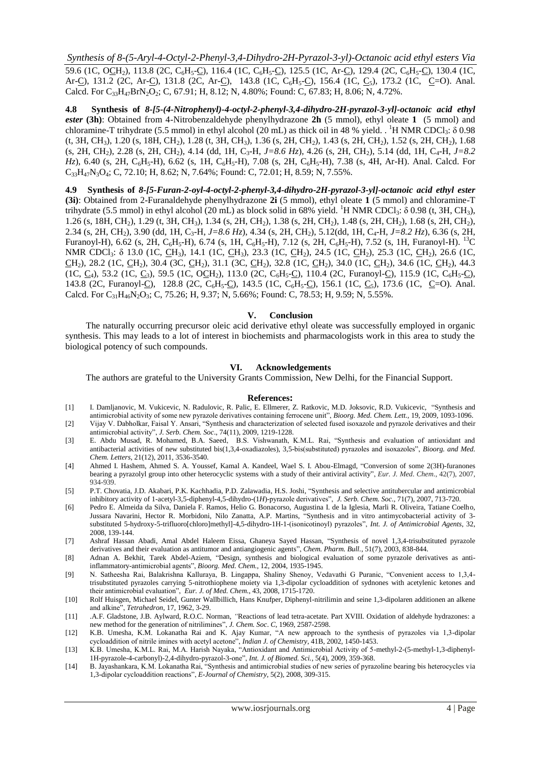59.6 (1C, O<u>C</u>H$_2$), 113.8 (2C, $C_6H_5$-<u>C</u>), 116.4 (1C, $C_6H_5$-<u>C</u>), 125.5 (1C, Ar-<u>C</u>), 129.4 (2C, $C_6H_5$-<u>C</u>), 130.4 (1C, Ar-<u>C</u>), 131.2 (2C, Ar-<u>C</u>), 131.8 (2C, Ar-<u>C</u>), 143.8 (1C, $C_6H_5$-<u>C</u>), 156.4 (1C, <u>C</u>$_5$), 173.2 (1C, <u>C</u>=O). Anal. Calcd. For $C_{33}H_{47}BrN_2O_2$; C, 67.91; H, 8.12; N, 4.80%; Found: C, 67.83; H, 8.06; N, 4.72%.

**4.8 Synthesis of** ***8-[5-(4-Nitrophenyl)-4-octyl-2-phenyl-3,4-dihydro-2H-pyrazol-3-yl]-octanoic acid ethyl ester*** **(3h)**: Obtained from 4-Nitrobenzaldehyde phenylhydrazone **2h** (5 mmol), ethyl oleate **1** (5 mmol) and chloramine-T trihydrate (5.5 mmol) in ethyl alcohol (20 mL) as thick oil in 48 % yield. . $^1$H NMR $CDCl_3$: δ 0.98 (t, 3H, $CH_3$), 1.20 (s, 18H, $CH_2$), 1.28 (t, 3H, $CH_3$), 1.36 (s, 2H, $CH_2$), 1.43 (s, 2H, $CH_2$), 1.52 (s, 2H, $CH_2$), 1.68 (s, 2H, $CH_2$), 2.28 (s, 2H, $CH_2$), 4.14 (dd, 1H, $C_3$-H, *J=8.6 Hz*), 4.26 (s, 2H, $CH_2$), 5.14 (dd, 1H, $C_4$-H, *J=8.2 Hz*), 6.40 (s, 2H, $C_6H_5$-H), 6.62 (s, 1H, $C_6H_5$-H), 7.08 (s, 2H, $C_6H_5$-H), 7.38 (s, 4H, Ar-H). Anal. Calcd. For $C_{33}H_{47}N_3O_4$; C, 72.10; H, 8.62; N, 7.64%; Found: C, 72.01; H, 8.59; N, 7.55%.

**4.9 Synthesis of** ***8-[5-Furan-2-oyl-4-octyl-2-phenyl-3,4-dihydro-2H-pyrazol-3-yl]-octanoic acid ethyl ester*** **(3i)**: Obtained from 2-Furanaldehyde phenylhydrazone **2i** (5 mmol), ethyl oleate **1** (5 mmol) and chloramine-T trihydrate (5.5 mmol) in ethyl alcohol (20 mL) as block solid in 68% yield. $^1$H NMR $CDCl_3$: δ 0.98 (t, 3H, $CH_3$), 1.26 (s, 18H, $CH_2$), 1.29 (t, 3H, $CH_3$), 1.34 (s, 2H, $CH_2$), 1.38 (s, 2H, $CH_2$), 1.48 (s, 2H, $CH_2$), 1.68 (s, 2H, $CH_2$), 2.34 (s, 2H, $CH_2$), 3.90 (dd, 1H, $C_3$-H, *J=8.6 Hz*), 4.34 (s, 2H, $CH_2$), 5.12(dd, 1H, $C_4$-H, *J=8.2 Hz*), 6.36 (s, 2H, Furanoyl-H), 6.62 (s, 2H, $C_6H_5$-H), 6.74 (s, 1H, $C_6H_5$-H), 7.12 (s, 2H, $C_6H_5$-H), 7.52 (s, 1H, Furanoyl-H). $^{13}$C NMR $CDCl_3$: δ 13.0 (1C, <u>C</u>H$_3$), 14.1 (1C, <u>C</u>H$_3$), 23.3 (1C, <u>C</u>H$_2$), 24.5 (1C, <u>C</u>H$_2$), 25.3 (1C, <u>C</u>H$_2$), 26.6 (1C, <u>C</u>H$_2$), 28.2 (1C, <u>C</u>H$_2$), 30.4 (3C, <u>C</u>H$_2$), 31.1 (3C, <u>C</u>H$_2$), 32.8 (1C, <u>C</u>H$_2$), 34.0 (1C, <u>C</u>H$_2$), 34.6 (1C, <u>C</u>H$_2$), 44.3 (1C, <u>C</u>$_4$), 53.2 (1C, <u>C</u>$_3$), 59.5 (1C, O<u>C</u>H$_2$), 113.0 (2C, $C_6H_5$-<u>C</u>), 110.4 (2C, Furanoyl-<u>C</u>), 115.9 (1C, $C_6H_5$-<u>C</u>), 143.8 (2C, Furanoyl-<u>C</u>), 128.8 (2C, $C_6H_5$-<u>C</u>), 143.5 (1C, $C_6H_5$-<u>C</u>), 156.1 (1C, <u>C</u>$_5$), 173.6 (1C, <u>C</u>=O). Anal. Calcd. For $C_{31}H_{46}N_2O_3$; C, 75.26; H, 9.37; N, 5.66%; Found: C, 78.53; H, 9.59; N, 5.55%.

## V. Conclusion

The naturally occurring precursor oleic acid derivative ethyl oleate was successfully employed in organic synthesis. This may leads to a lot of interest in biochemists and pharmacologists work in this area to study the biological potency of such compounds.

## VI. Acknowledgements

The authors are grateful to the University Grants Commission, New Delhi, for the Financial Support.

## References:

[1] I. Damljanovic, M. Vukicevic, N. Radulovic, R. Palic, E. Ellmerer, Z. Ratkovic, M.D. Joksovic, R.D. Vukicevic, "Synthesis and antimicrobial activity of some new pyrazole derivatives containing ferrocene unit", *Bioorg. Med. Chem. Lett.*, 19, 2009, 1093-1096.

[2] Vijay V. Dabholkar, Faisal Y. Ansari, "Synthesis and characterization of selected fused isoxazole and pyrazole derivatives and their antimicrobial activity", *J. Serb. Chem. Soc*., 74(11), 2009, 1219-1228.

[3] E. Abdu Musad, R. Mohamed, B.A. Saeed, B.S. Vishwanath, K.M.L. Rai, "Synthesis and evaluation of antioxidant and antibacterial activities of new substituted bis(1,3,4-oxadiazoles), 3,5-bis(substituted) pyrazoles and isoxazoles", *Bioorg. and Med. Chem. Letters*, 21(12), 2011, 3536-3540.

[4] Ahmed I. Hashem, Ahmed S. A. Youssef, Kamal A. Kandeel, Wael S. I. Abou-Elmagd, "Conversion of some 2(3H)-furanones bearing a pyrazolyl group into other heterocyclic systems with a study of their antiviral activity", *Eur. J. Med. Chem*., 42(7), 2007, 934-939.

[5] P.T. Chovatia, J.D. Akabari, P.K. Kachhadia, P.D. Zalawadia, H.S. Joshi, "Synthesis and selective antitubercular and antimicrobial inhibitory activity of 1-acetyl-3,5-diphenyl-4,5-dihydro-(1*H*)-pyrazole derivatives", *J. Serb. Chem. Soc*., 71(7), 2007, 713-720.

[6] Pedro E. Almeida da Silva, Daniela F. Ramos, Helio G. Bonacorso, Augustina I. de la Iglesia, Marli R. Oliveira, Tatiane Coelho, Jussara Navarini, Hector R. Morbidoni, Nilo Zanatta, A.P. Martins, "Synthesis and in vitro antimycobacterial activity of 3-substituted 5-hydroxy-5-trifluoro[chloro]methyl]-4,5-dihydro-1H-1-(isonicotinoyl) pyrazoles", *Int. J. of Antimicrobial Agents*, 32, 2008, 139-144.

[7] Ashraf Hassan Abadi, Amal Abdel Haleem Eissa, Ghaneya Sayed Hassan, "Synthesis of novel 1,3,4-trisubstituted pyrazole derivatives and their evaluation as antitumor and antiangiogenic agents", *Chem. Pharm. Bull.*, 51(7), 2003, 838-844.

[8] Adnan A. Bekhit, Tarek Abdel-Aziem, "Design, synthesis and biological evaluation of some pyrazole derivatives as anti-inflammatory-antimicrobial agents", *Bioorg. Med. Chem.*, 12, 2004, 1935-1945.

[9] N. Satheesha Rai, Balakrishna Kalluraya, B. Lingappa, Shaliny Shenoy, Vedavathi G Puranic, "Convenient access to 1,3,4-trisubstituted pyrazoles carrying 5-nitrothiophene moiety via 1,3-dipolar cycloaddition of sydnones with acetylenic ketones and their antimicrobial evaluation", *Eur. J. of Med. Chem.*, 43, 2008, 1715-1720.

[10] Rolf Huisgen, Michael Seidel, Gunter Wallbillich, Hans Knufper, Diphenyl-nitrilimin and seine 1,3-dipolaren additionen an alkene and alkine", *Tetrahedron*, 17, 1962, 3-29.

[11] .A.F. Gladstone, J.B. Aylward, R.O.C. Norman, "Reactions of lead tetra-acetate. Part XVIII. Oxidation of aldehyde hydrazones: a new method for the generation of nitrilimines", *J. Chem. Soc. C*, 1969, 2587-2598.

[12] K.B. Umesha, K.M. Lokanatha Rai and K. Ajay Kumar, "A new approach to the synthesis of pyrazoles via 1,3-dipolar cycloaddition of nitrile imines with acetyl acetone", *Indian J. of Chemistry*, 41B, 2002, 1450-1453.

[13] K.B. Umesha, K.M.L. Rai, M.A. Harish Nayaka, "Antioxidant and Antimicrobial Activity of 5-methyl-2-(5-methyl-1,3-diphenyl-1H-pyrazole-4-carbonyl)-2,4-dihydro-pyrazol-3-one", *Int. J. of Biomed. Sci.*, 5(4), 2009, 359-368.

[14] B. Jayashankara, K.M. Lokanatha Rai, "Synthesis and antimicrobial studies of new series of pyrazoline bearing bis heterocycles via 1,3-dipolar cycloaddition reactions", *E-Journal of Chemistry*, 5(2), 2008, 309-315.